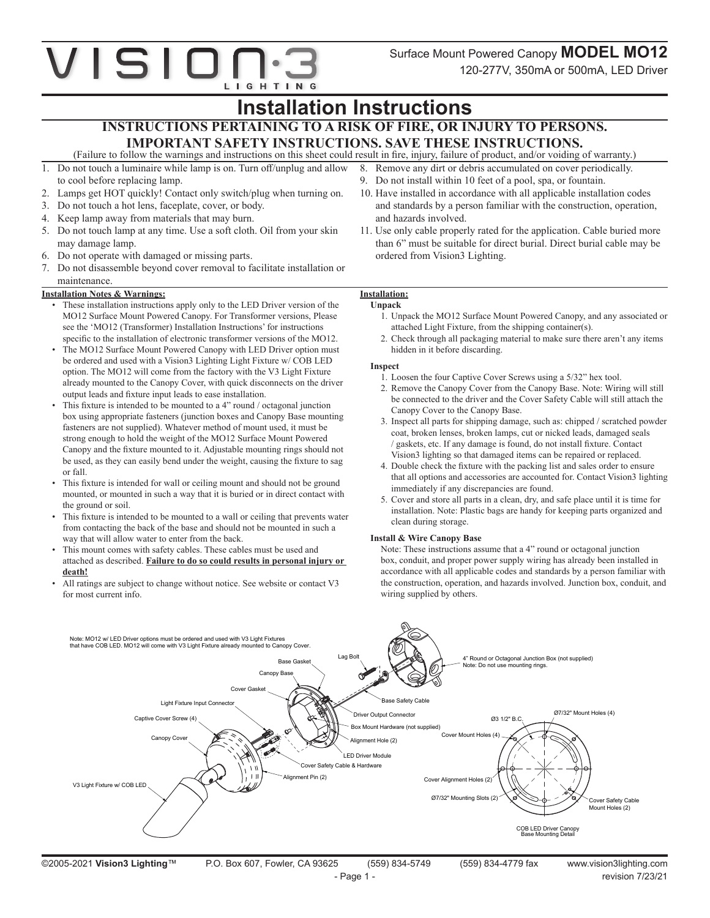# VISION·3 LIGHTING

Surface Mount Powered Canopy **MODEL MO12**

120-277V, 350mA or 500mA, LED Driver

# Installation Instructions

## INSTRUCTIONS PERTAINING TO A RISK OF FIRE, OR INJURY TO PERSONS. IMPORTANT SAFETY INSTRUCTIONS. SAVE THESE INSTRUCTIONS.

(Failure to follow the warnings and instructions on this sheet could result in fire, injury, failure of product, and/or voiding of warranty.)

1. Do not touch a luminaire while lamp is on. Turn off/unplug and allow to cool before replacing lamp.
2. Lamps get HOT quickly! Contact only switch/plug when turning on.
3. Do not touch a hot lens, faceplate, cover, or body.
4. Keep lamp away from materials that may burn.
5. Do not touch lamp at any time. Use a soft cloth. Oil from your skin may damage lamp.
6. Do not operate with damaged or missing parts.
7. Do not disassemble beyond cover removal to facilitate installation or maintenance.
8. Remove any dirt or debris accumulated on cover periodically.
9. Do not install within 10 feet of a pool, spa, or fountain.
10. Have installed in accordance with all applicable installation codes and standards by a person familiar with the construction, operation, and hazards involved.
11. Use only cable properly rated for the application. Cable buried more than 6" must be suitable for direct burial. Direct burial cable may be ordered from Vision3 Lighting.

### Installation Notes & Warnings:

- These installation instructions apply only to the LED Driver version of the MO12 Surface Mount Powered Canopy. For Transformer versions, Please see the 'MO12 (Transformer) Installation Instructions' for instructions specific to the installation of electronic transformer versions of the MO12.
- The MO12 Surface Mount Powered Canopy with LED Driver option must be ordered and used with a Vision3 Lighting Light Fixture w/ COB LED option. The MO12 will come from the factory with the V3 Light Fixture already mounted to the Canopy Cover, with quick disconnects on the driver output leads and fixture input leads to ease installation.
- This fixture is intended to be mounted to a 4" round / octagonal junction box using appropriate fasteners (junction boxes and Canopy Base mounting fasteners are not supplied). Whatever method of mount used, it must be strong enough to hold the weight of the MO12 Surface Mount Powered Canopy and the fixture mounted to it. Adjustable mounting rings should not be used, as they can easily bend under the weight, causing the fixture to sag or fall.
- This fixture is intended for wall or ceiling mount and should not be ground mounted, or mounted in such a way that it is buried or in direct contact with the ground or soil.
- This fixture is intended to be mounted to a wall or ceiling that prevents water from contacting the back of the base and should not be mounted in such a way that will allow water to enter from the back.
- This mount comes with safety cables. These cables must be used and attached as described. **Failure to do so could results in personal injury or death!**
- All ratings are subject to change without notice. See website or contact V3 for most current info.

### Installation:

#### Unpack

1. Unpack the MO12 Surface Mount Powered Canopy, and any associated or attached Light Fixture, from the shipping container(s).
2. Check through all packaging material to make sure there aren't any items hidden in it before discarding.

#### Inspect

1. Loosen the four Captive Cover Screws using a 5/32" hex tool.
2. Remove the Canopy Cover from the Canopy Base. Note: Wiring will still be connected to the driver and the Cover Safety Cable will still attach the Canopy Cover to the Canopy Base.
3. Inspect all parts for shipping damage, such as: chipped / scratched powder coat, broken lenses, broken lamps, cut or nicked leads, damaged seals / gaskets, etc. If any damage is found, do not install fixture. Contact Vision3 lighting so that damaged items can be repaired or replaced.
4. Double check the fixture with the packing list and sales order to ensure that all options and accessories are accounted for. Contact Vision3 lighting immediately if any discrepancies are found.
5. Cover and store all parts in a clean, dry, and safe place until it is time for installation. Note: Plastic bags are handy for keeping parts organized and clean during storage.

#### Install & Wire Canopy Base

Note: These instructions assume that a 4" round or octagonal junction box, conduit, and proper power supply wiring has already been installed in accordance with all applicable codes and standards by a person familiar with the construction, operation, and hazards involved. Junction box, conduit, and wiring supplied by others.

Note: MO12 w/ LED Driver options must be ordered and used with V3 Light Fixtures that have COB LED. MO12 will come with V3 Light Fixture already mounted to Canopy Cover.

Base Gasket · Lag Bolt · 4" Round or Octagonal Junction Box (not supplied) Note: Do not use mounting rings. · Canopy Base · Cover Gasket · Base Safety Cable · Light Fixture Input Connector · Driver Output Connector · Captive Cover Screw (4) · Box Mount Hardware (not supplied) · Canopy Cover · Alignment Hole (2) · LED Driver Module · Cover Safety Cable & Hardware · Alignment Pin (2) · V3 Light Fixture w/ COB LED

Ø7/32" Mount Holes (4) · Ø3 1/2" B.C. · Cover Mount Holes (4) · Cover Alignment Holes (2) · Ø7/32" Mounting Slots (2) · Cover Safety Cable Mount Holes (2)

COB LED Driver Canopy Base Mounting Detail

©2005-2021 **Vision3 Lighting**™ P.O. Box 607, Fowler, CA 93625 (559) 834-5749 (559) 834-4779 fax www.vision3lighting.com

revision 7/23/21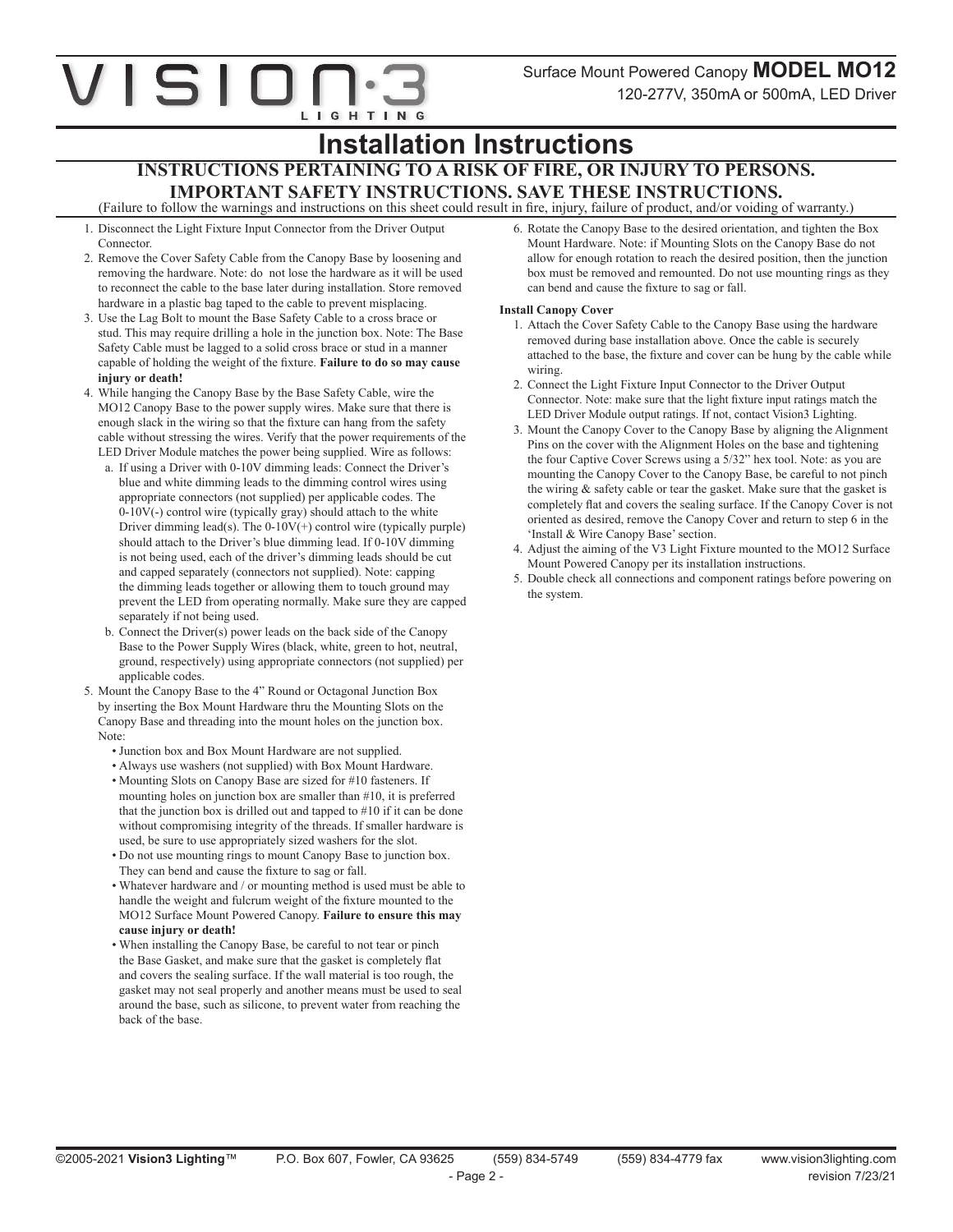# VISION·3 LIGHTING

Surface Mount Powered Canopy **MODEL MO12**

120-277V, 350mA or 500mA, LED Driver

# Installation Instructions

## INSTRUCTIONS PERTAINING TO A RISK OF FIRE, OR INJURY TO PERSONS. IMPORTANT SAFETY INSTRUCTIONS. SAVE THESE INSTRUCTIONS.

(Failure to follow the warnings and instructions on this sheet could result in fire, injury, failure of product, and/or voiding of warranty.)

1. Disconnect the Light Fixture Input Connector from the Driver Output Connector.
2. Remove the Cover Safety Cable from the Canopy Base by loosening and removing the hardware. Note: do not lose the hardware as it will be used to reconnect the cable to the base later during installation. Store removed hardware in a plastic bag taped to the cable to prevent misplacing.
3. Use the Lag Bolt to mount the Base Safety Cable to a cross brace or stud. This may require drilling a hole in the junction box. Note: The Base Safety Cable must be lagged to a solid cross brace or stud in a manner capable of holding the weight of the fixture. **Failure to do so may cause injury or death!**
4. While hanging the Canopy Base by the Base Safety Cable, wire the MO12 Canopy Base to the power supply wires. Make sure that there is enough slack in the wiring so that the fixture can hang from the safety cable without stressing the wires. Verify that the power requirements of the LED Driver Module matches the power being supplied. Wire as follows:
   a. If using a Driver with 0-10V dimming leads: Connect the Driver's blue and white dimming leads to the dimming control wires using appropriate connectors (not supplied) per applicable codes. The 0-10V(-) control wire (typically gray) should attach to the white Driver dimming lead(s). The 0-10V(+) control wire (typically purple) should attach to the Driver's blue dimming lead. If 0-10V dimming is not being used, each of the driver's dimming leads should be cut and capped separately (connectors not supplied). Note: capping the dimming leads together or allowing them to touch ground may prevent the LED from operating normally. Make sure they are capped separately if not being used.
   b. Connect the Driver(s) power leads on the back side of the Canopy Base to the Power Supply Wires (black, white, green to hot, neutral, ground, respectively) using appropriate connectors (not supplied) per applicable codes.
5. Mount the Canopy Base to the 4" Round or Octagonal Junction Box by inserting the Box Mount Hardware thru the Mounting Slots on the Canopy Base and threading into the mount holes on the junction box. Note:
   - Junction box and Box Mount Hardware are not supplied.
   - Always use washers (not supplied) with Box Mount Hardware.
   - Mounting Slots on Canopy Base are sized for #10 fasteners. If mounting holes on junction box are smaller than #10, it is preferred that the junction box is drilled out and tapped to #10 if it can be done without compromising integrity of the threads. If smaller hardware is used, be sure to use appropriately sized washers for the slot.
   - Do not use mounting rings to mount Canopy Base to junction box. They can bend and cause the fixture to sag or fall.
   - Whatever hardware and / or mounting method is used must be able to handle the weight and fulcrum weight of the fixture mounted to the MO12 Surface Mount Powered Canopy. **Failure to ensure this may cause injury or death!**
   - When installing the Canopy Base, be careful to not tear or pinch the Base Gasket, and make sure that the gasket is completely flat and covers the sealing surface. If the wall material is too rough, the gasket may not seal properly and another means must be used to seal around the base, such as silicone, to prevent water from reaching the back of the base.
6. Rotate the Canopy Base to the desired orientation, and tighten the Box Mount Hardware. Note: if Mounting Slots on the Canopy Base do not allow for enough rotation to reach the desired position, then the junction box must be removed and remounted. Do not use mounting rings as they can bend and cause the fixture to sag or fall.

**Install Canopy Cover**

1. Attach the Cover Safety Cable to the Canopy Base using the hardware removed during base installation above. Once the cable is securely attached to the base, the fixture and cover can be hung by the cable while wiring.
2. Connect the Light Fixture Input Connector to the Driver Output Connector. Note: make sure that the light fixture input ratings match the LED Driver Module output ratings. If not, contact Vision3 Lighting.
3. Mount the Canopy Cover to the Canopy Base by aligning the Alignment Pins on the cover with the Alignment Holes on the base and tightening the four Captive Cover Screws using a 5/32" hex tool. Note: as you are mounting the Canopy Cover to the Canopy Base, be careful to not pinch the wiring & safety cable or tear the gasket. Make sure that the gasket is completely flat and covers the sealing surface. If the Canopy Cover is not oriented as desired, remove the Canopy Cover and return to step 6 in the 'Install & Wire Canopy Base' section.
4. Adjust the aiming of the V3 Light Fixture mounted to the MO12 Surface Mount Powered Canopy per its installation instructions.
5. Double check all connections and component ratings before powering on the system.

©2005-2021 **Vision3 Lighting**™ P.O. Box 607, Fowler, CA 93625 (559) 834-5749 (559) 834-4779 fax www.vision3lighting.com

revision 7/23/21